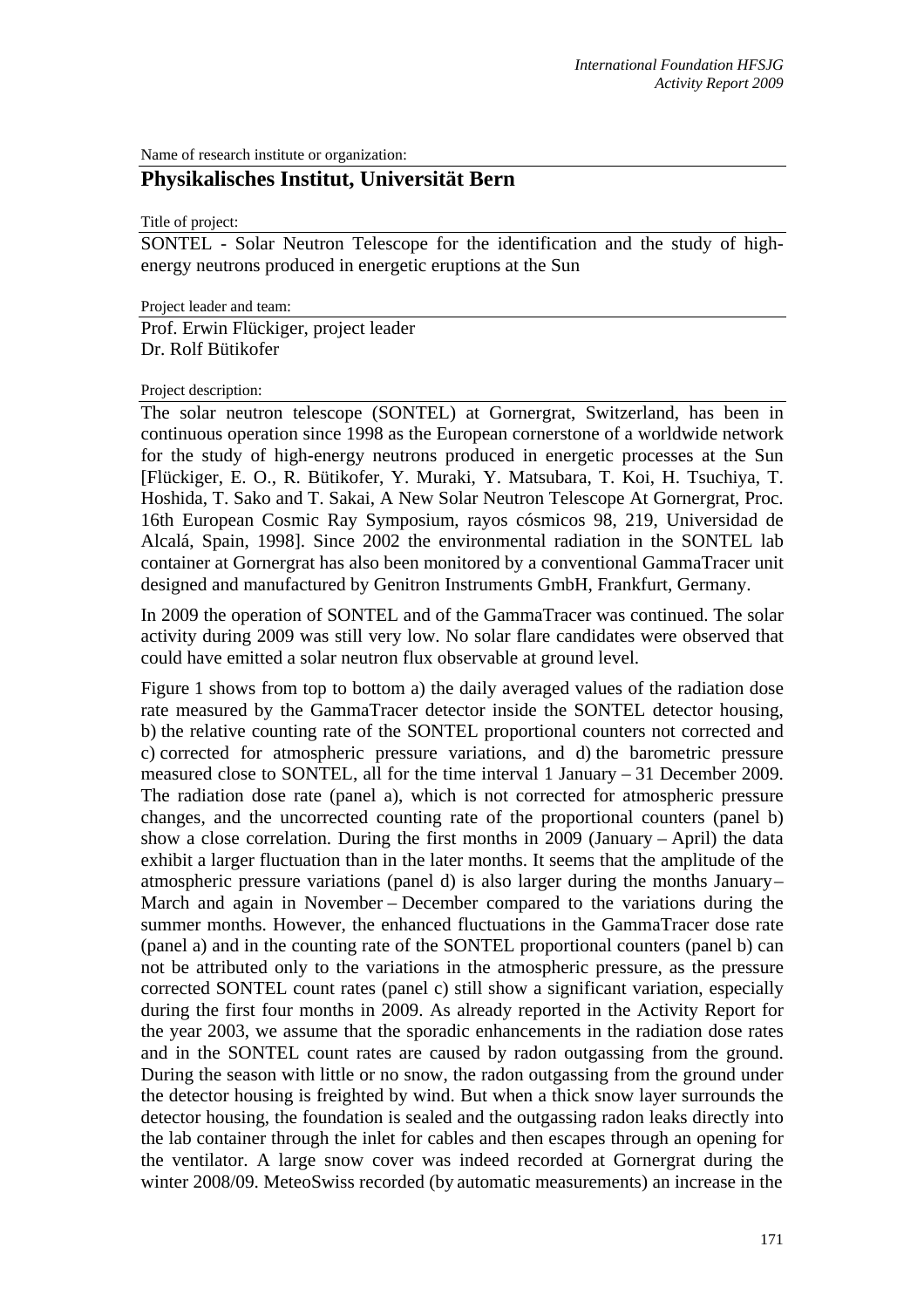Name of research institute or organization:

## Physikalisches Institut, Universität Bern

Title of project:

SONTEL - Solar Neutron Telescope for the identification and the study of high-energy neutrons produced in energetic eruptions at the Sun

Project leader and team:

Prof. Erwin Flückiger, project leader
Dr. Rolf Bütikofer

Project description:

The solar neutron telescope (SONTEL) at Gornergrat, Switzerland, has been in continuous operation since 1998 as the European cornerstone of a worldwide network for the study of high-energy neutrons produced in energetic processes at the Sun [Flückiger, E. O., R. Bütikofer, Y. Muraki, Y. Matsubara, T. Koi, H. Tsuchiya, T. Hoshida, T. Sako and T. Sakai, A New Solar Neutron Telescope At Gornergrat, Proc. 16th European Cosmic Ray Symposium, rayos cósmicos 98, 219, Universidad de Alcalá, Spain, 1998]. Since 2002 the environmental radiation in the SONTEL lab container at Gornergrat has also been monitored by a conventional GammaTracer unit designed and manufactured by Genitron Instruments GmbH, Frankfurt, Germany.

In 2009 the operation of SONTEL and of the GammaTracer was continued. The solar activity during 2009 was still very low. No solar flare candidates were observed that could have emitted a solar neutron flux observable at ground level.

Figure 1 shows from top to bottom a) the daily averaged values of the radiation dose rate measured by the GammaTracer detector inside the SONTEL detector housing, b) the relative counting rate of the SONTEL proportional counters not corrected and c) corrected for atmospheric pressure variations, and d) the barometric pressure measured close to SONTEL, all for the time interval 1 January – 31 December 2009. The radiation dose rate (panel a), which is not corrected for atmospheric pressure changes, and the uncorrected counting rate of the proportional counters (panel b) show a close correlation. During the first months in 2009 (January – April) the data exhibit a larger fluctuation than in the later months. It seems that the amplitude of the atmospheric pressure variations (panel d) is also larger during the months January – March and again in November – December compared to the variations during the summer months. However, the enhanced fluctuations in the GammaTracer dose rate (panel a) and in the counting rate of the SONTEL proportional counters (panel b) can not be attributed only to the variations in the atmospheric pressure, as the pressure corrected SONTEL count rates (panel c) still show a significant variation, especially during the first four months in 2009. As already reported in the Activity Report for the year 2003, we assume that the sporadic enhancements in the radiation dose rates and in the SONTEL count rates are caused by radon outgassing from the ground. During the season with little or no snow, the radon outgassing from the ground under the detector housing is freighted by wind. But when a thick snow layer surrounds the detector housing, the foundation is sealed and the outgassing radon leaks directly into the lab container through the inlet for cables and then escapes through an opening for the ventilator. A large snow cover was indeed recorded at Gornergrat during the winter 2008/09. MeteoSwiss recorded (by automatic measurements) an increase in the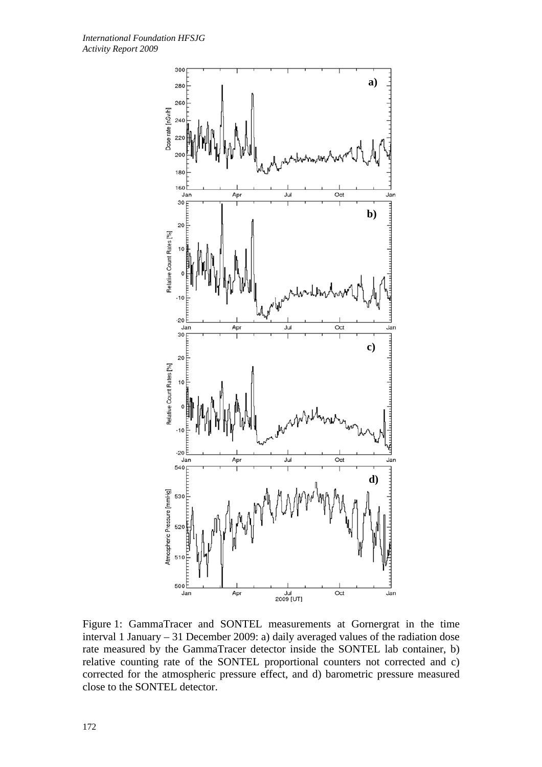a)

300
280
260
240
220
200
180
160

Dose rate [nSv/h]

Jan Apr Jul Oct Jan

b)

30
20
10
0
-10
-20

Relative Count Rates [%]

Jan Apr Jul Oct Jan

c)

30
20
10
0
-10
-20

Relative Count Rates [%]

Jan Apr Jul Oct Jan

d)

540
530
520
510
500

Atmospheric Pressure [mmHg]

Jan Apr Jul Oct Jan
2009 [UT]

Figure 1: GammaTracer and SONTEL measurements at Gornergrat in the time interval 1 January – 31 December 2009: a) daily averaged values of the radiation dose rate measured by the GammaTracer detector inside the SONTEL lab container, b) relative counting rate of the SONTEL proportional counters not corrected and c) corrected for the atmospheric pressure effect, and d) barometric pressure measured close to the SONTEL detector.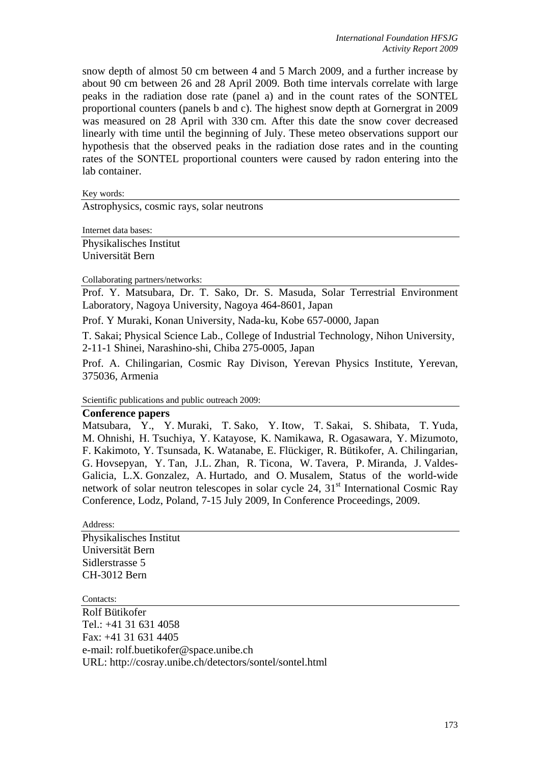snow depth of almost 50 cm between 4 and 5 March 2009, and a further increase by about 90 cm between 26 and 28 April 2009. Both time intervals correlate with large peaks in the radiation dose rate (panel a) and in the count rates of the SONTEL proportional counters (panels b and c). The highest snow depth at Gornergrat in 2009 was measured on 28 April with 330 cm. After this date the snow cover decreased linearly with time until the beginning of July. These meteo observations support our hypothesis that the observed peaks in the radiation dose rates and in the counting rates of the SONTEL proportional counters were caused by radon entering into the lab container.

Key words:

Astrophysics, cosmic rays, solar neutrons

Internet data bases:

Physikalisches Institut
Universität Bern

Collaborating partners/networks:

Prof. Y. Matsubara, Dr. T. Sako, Dr. S. Masuda, Solar Terrestrial Environment Laboratory, Nagoya University, Nagoya 464-8601, Japan

Prof. Y Muraki, Konan University, Nada-ku, Kobe 657-0000, Japan

T. Sakai; Physical Science Lab., College of Industrial Technology, Nihon University, 2-11-1 Shinei, Narashino-shi, Chiba 275-0005, Japan

Prof. A. Chilingarian, Cosmic Ray Divison, Yerevan Physics Institute, Yerevan, 375036, Armenia

Scientific publications and public outreach 2009:

**Conference papers**

Matsubara, Y., Y. Muraki, T. Sako, Y. Itow, T. Sakai, S. Shibata, T. Yuda, M. Ohnishi, H. Tsuchiya, Y. Katayose, K. Namikawa, R. Ogasawara, Y. Mizumoto, F. Kakimoto, Y. Tsunsada, K. Watanabe, E. Flückiger, R. Bütikofer, A. Chilingarian, G. Hovsepyan, Y. Tan, J.L. Zhan, R. Ticona, W. Tavera, P. Miranda, J. Valdes-Galicia, L.X. Gonzalez, A. Hurtado, and O. Musalem, Status of the world-wide network of solar neutron telescopes in solar cycle 24, 31st International Cosmic Ray Conference, Lodz, Poland, 7-15 July 2009, In Conference Proceedings, 2009.

Address:

Physikalisches Institut
Universität Bern
Sidlerstrasse 5
CH-3012 Bern

Contacts:

Rolf Bütikofer
Tel.: +41 31 631 4058
Fax: +41 31 631 4405
e-mail: rolf.buetikofer@space.unibe.ch
URL: http://cosray.unibe.ch/detectors/sontel/sontel.html